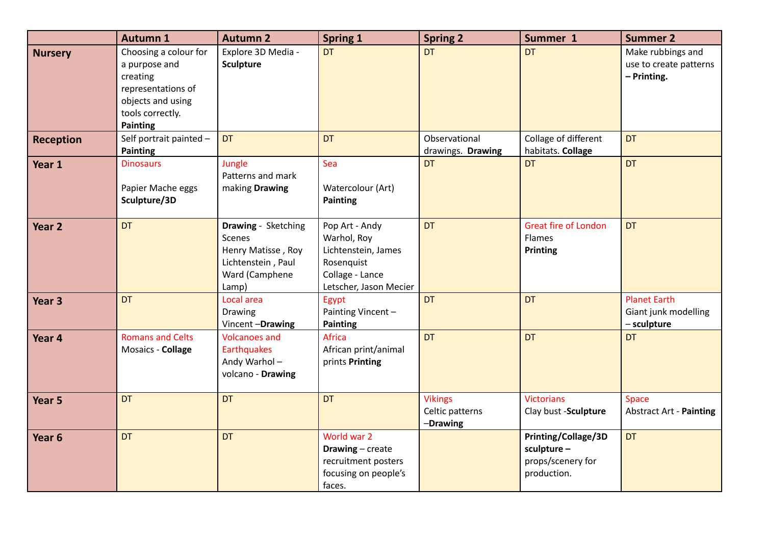| | Autumn 1 | Autumn 2 | Spring 1 | Spring 2 | Summer 1 | Summer 2 |
|---|---|---|---|---|---|---|
| **Nursery** | Choosing a colour for a purpose and creating representations of objects and using tools correctly. **Painting** | Explore 3D Media - **Sculpture** | DT | DT | DT | Make rubbings and use to create patterns **– Printing.** |
| **Reception** | Self portrait painted – **Painting** | DT | DT | Observational drawings. **Drawing** | Collage of different habitats. **Collage** | DT |
| **Year 1** | Dinosaurs<br><br>Papier Mache eggs **Sculpture/3D** | Jungle<br>Patterns and mark making **Drawing** | Sea<br><br>Watercolour (Art) **Painting** | DT | DT | DT |
| **Year 2** | DT | **Drawing** - Sketching Scenes<br>Henry Matisse , Roy Lichtenstein , Paul Ward (Camphene Lamp) | Pop Art - Andy Warhol, Roy Lichtenstein, James Rosenquist<br>Collage - Lance Letscher, Jason Mecier | DT | Great fire of London<br>Flames<br>**Printing** | DT |
| **Year 3** | DT | Local area<br>Drawing<br>Vincent –**Drawing** | Egypt<br>Painting Vincent – **Painting** | DT | DT | Planet Earth<br>Giant junk modelling – **sculpture** |
| **Year 4** | Romans and Celts<br>Mosaics - **Collage** | Volcanoes and Earthquakes<br>Andy Warhol – volcano - **Drawing** | Africa<br>African print/animal prints **Printing** | DT | DT | DT |
| **Year 5** | DT | DT | DT | Vikings<br>Celtic patterns –**Drawing** | Victorians<br>Clay bust -**Sculpture** | Space<br>Abstract Art - **Painting** |
| **Year 6** | DT | DT | World war 2<br>**Drawing** – create recruitment posters focusing on people's faces. | | **Printing/Collage/3D sculpture –** props/scenery for production. | DT |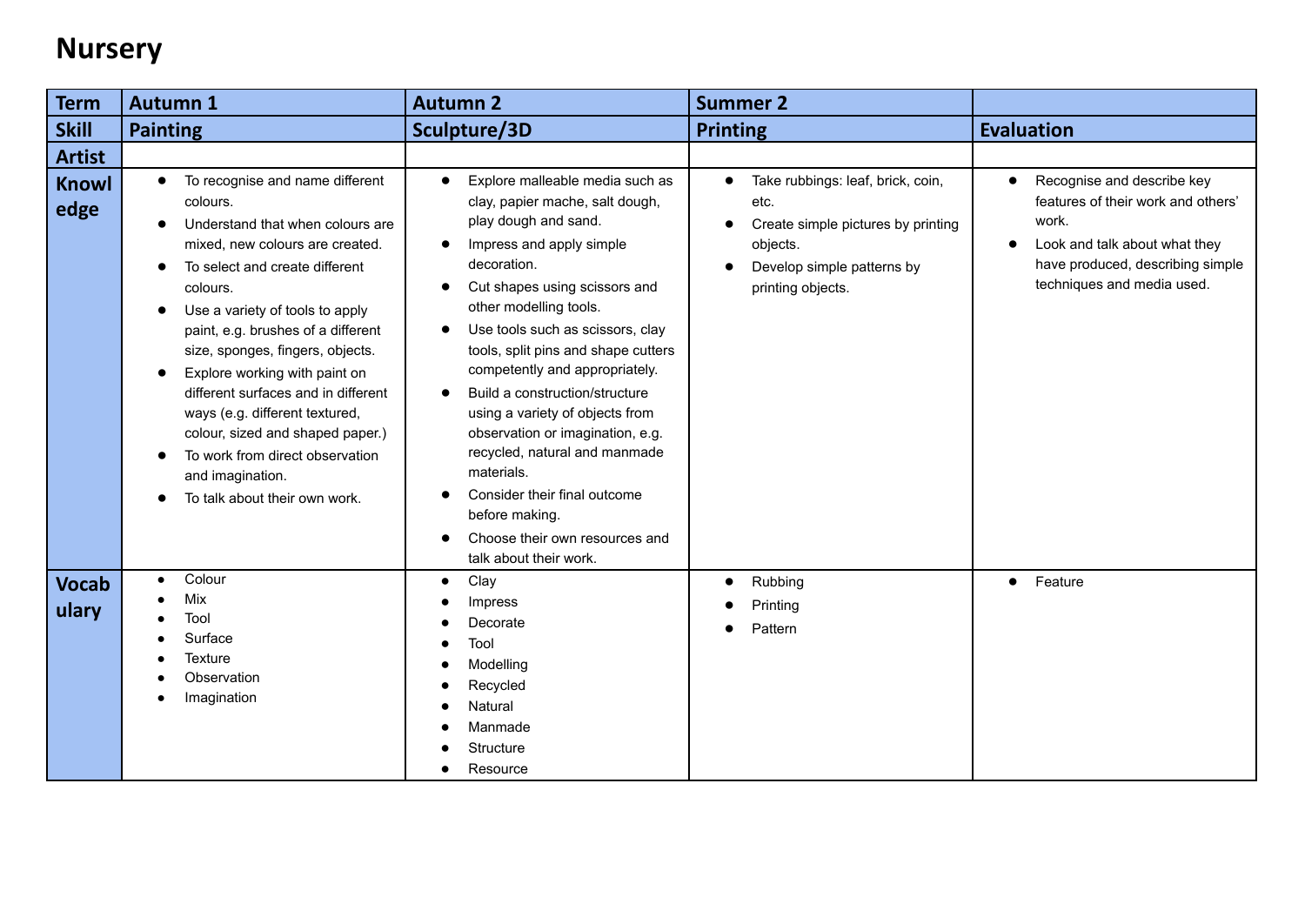# Nursery

| Term | Autumn 1 | Autumn 2 | Summer 2 | |
|---|---|---|---|---|
| **Skill** | **Painting** | **Sculpture/3D** | **Printing** | **Evaluation** |
| **Artist** | | | | |
| **Knowledge** | • To recognise and name different colours.<br>• Understand that when colours are mixed, new colours are created.<br>• To select and create different colours.<br>• Use a variety of tools to apply paint, e.g. brushes of a different size, sponges, fingers, objects.<br>• Explore working with paint on different surfaces and in different ways (e.g. different textured, colour, sized and shaped paper.)<br>• To work from direct observation and imagination.<br>• To talk about their own work. | • Explore malleable media such as clay, papier mache, salt dough, play dough and sand.<br>• Impress and apply simple decoration.<br>• Cut shapes using scissors and other modelling tools.<br>• Use tools such as scissors, clay tools, split pins and shape cutters competently and appropriately.<br>• Build a construction/structure using a variety of objects from observation or imagination, e.g. recycled, natural and manmade materials.<br>• Consider their final outcome before making.<br>• Choose their own resources and talk about their work. | • Take rubbings: leaf, brick, coin, etc.<br>• Create simple pictures by printing objects.<br>• Develop simple patterns by printing objects. | • Recognise and describe key features of their work and others' work.<br>• Look and talk about what they have produced, describing simple techniques and media used. |
| **Vocabulary** | • Colour<br>• Mix<br>• Tool<br>• Surface<br>• Texture<br>• Observation<br>• Imagination | • Clay<br>• Impress<br>• Decorate<br>• Tool<br>• Modelling<br>• Recycled<br>• Natural<br>• Manmade<br>• Structure<br>• Resource | • Rubbing<br>• Printing<br>• Pattern | • Feature |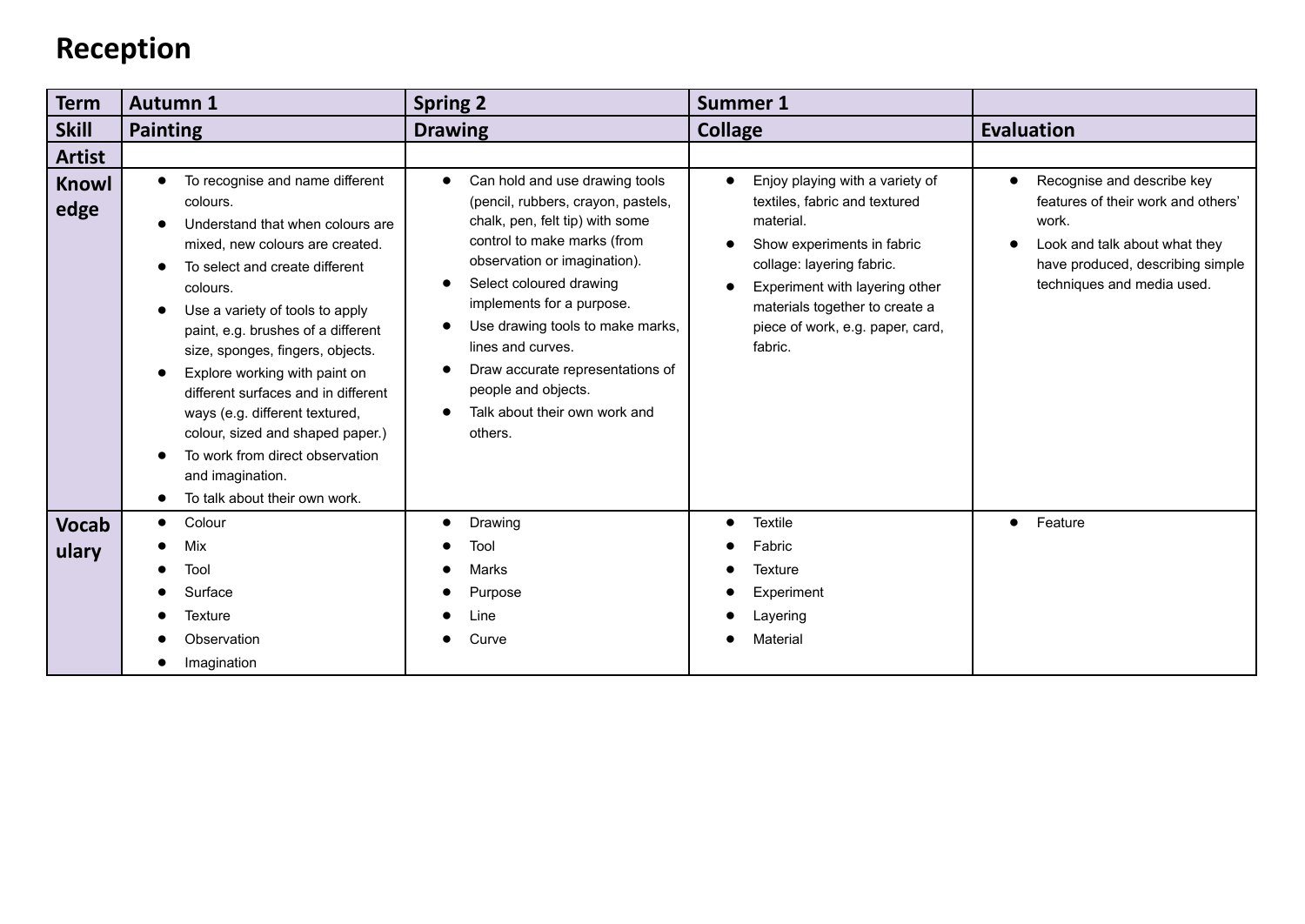# Reception

| Term | Autumn 1 | Spring 2 | Summer 1 | |
|---|---|---|---|---|
| **Skill** | **Painting** | **Drawing** | **Collage** | **Evaluation** |
| **Artist** | | | | |
| **Knowledge** | • To recognise and name different colours.<br>• Understand that when colours are mixed, new colours are created.<br>• To select and create different colours.<br>• Use a variety of tools to apply paint, e.g. brushes of a different size, sponges, fingers, objects.<br>• Explore working with paint on different surfaces and in different ways (e.g. different textured, colour, sized and shaped paper.)<br>• To work from direct observation and imagination.<br>• To talk about their own work. | • Can hold and use drawing tools (pencil, rubbers, crayon, pastels, chalk, pen, felt tip) with some control to make marks (from observation or imagination).<br>• Select coloured drawing implements for a purpose.<br>• Use drawing tools to make marks, lines and curves.<br>• Draw accurate representations of people and objects.<br>• Talk about their own work and others. | • Enjoy playing with a variety of textiles, fabric and textured material.<br>• Show experiments in fabric collage: layering fabric.<br>• Experiment with layering other materials together to create a piece of work, e.g. paper, card, fabric. | • Recognise and describe key features of their work and others' work.<br>• Look and talk about what they have produced, describing simple techniques and media used. |
| **Vocabulary** | • Colour<br>• Mix<br>• Tool<br>• Surface<br>• Texture<br>• Observation<br>• Imagination | • Drawing<br>• Tool<br>• Marks<br>• Purpose<br>• Line<br>• Curve | • Textile<br>• Fabric<br>• Texture<br>• Experiment<br>• Layering<br>• Material | • Feature |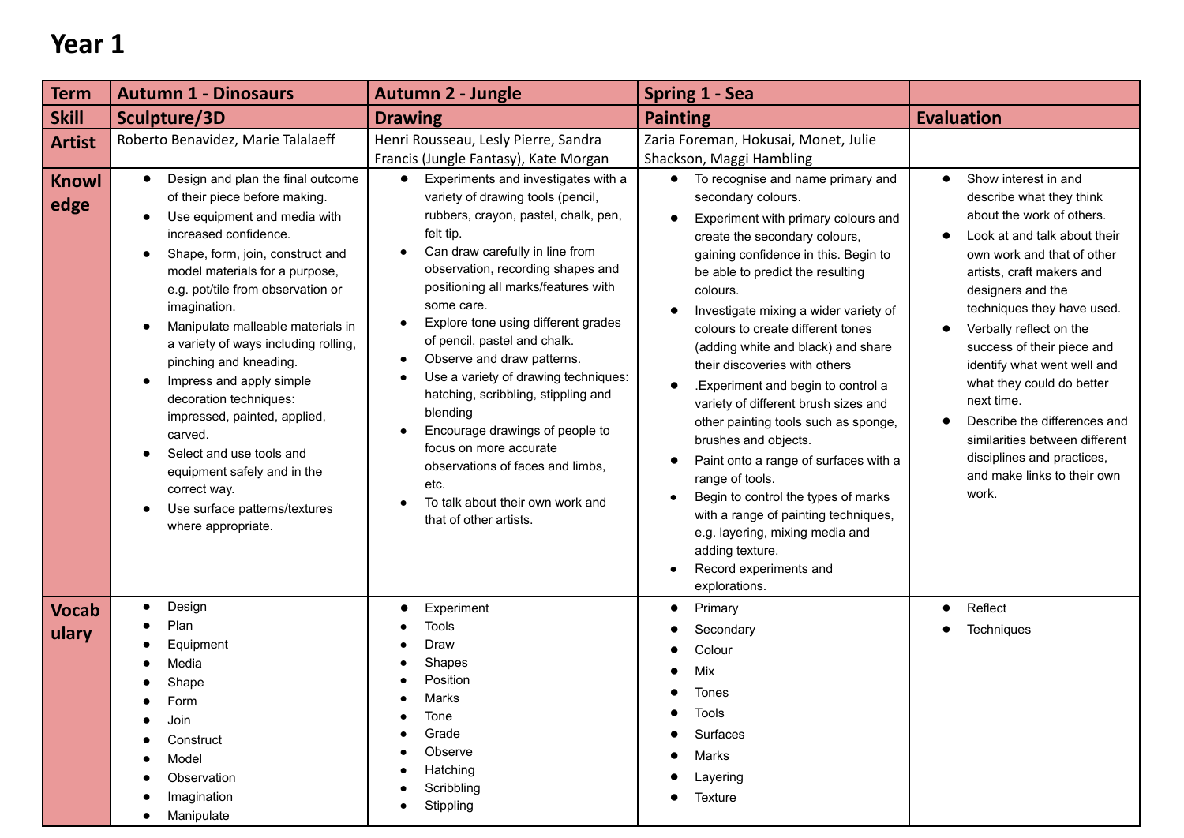# Year 1

| Term | Autumn 1 - Dinosaurs | Autumn 2 - Jungle | Spring 1 - Sea | |
|---|---|---|---|---|
| **Skill** | **Sculpture/3D** | **Drawing** | **Painting** | **Evaluation** |
| **Artist** | Roberto Benavidez, Marie Talalaeff | Henri Rousseau, Lesly Pierre, Sandra Francis (Jungle Fantasy), Kate Morgan | Zaria Foreman, Hokusai, Monet, Julie Shackson, Maggi Hambling | |
| **Knowledge** | • Design and plan the final outcome of their piece before making.<br>• Use equipment and media with increased confidence.<br>• Shape, form, join, construct and model materials for a purpose, e.g. pot/tile from observation or imagination.<br>• Manipulate malleable materials in a variety of ways including rolling, pinching and kneading.<br>• Impress and apply simple decoration techniques: impressed, painted, applied, carved.<br>• Select and use tools and equipment safely and in the correct way.<br>• Use surface patterns/textures where appropriate. | • Experiments and investigates with a variety of drawing tools (pencil, rubbers, crayon, pastel, chalk, pen, felt tip.<br>• Can draw carefully in line from observation, recording shapes and positioning all marks/features with some care.<br>• Explore tone using different grades of pencil, pastel and chalk.<br>• Observe and draw patterns.<br>• Use a variety of drawing techniques: hatching, scribbling, stippling and blending<br>• Encourage drawings of people to focus on more accurate observations of faces and limbs, etc.<br>• To talk about their own work and that of other artists. | • To recognise and name primary and secondary colours.<br>• Experiment with primary colours and create the secondary colours, gaining confidence in this. Begin to be able to predict the resulting colours.<br>• Investigate mixing a wider variety of colours to create different tones (adding white and black) and share their discoveries with others<br>• .Experiment and begin to control a variety of different brush sizes and other painting tools such as sponge, brushes and objects.<br>• Paint onto a range of surfaces with a range of tools.<br>• Begin to control the types of marks with a range of painting techniques, e.g. layering, mixing media and adding texture.<br>• Record experiments and explorations. | • Show interest in and describe what they think about the work of others.<br>• Look at and talk about their own work and that of other artists, craft makers and designers and the techniques they have used.<br>• Verbally reflect on the success of their piece and identify what went well and what they could do better next time.<br>• Describe the differences and similarities between different disciplines and practices, and make links to their own work. |
| **Vocabulary** | • Design<br>• Plan<br>• Equipment<br>• Media<br>• Shape<br>• Form<br>• Join<br>• Construct<br>• Model<br>• Observation<br>• Imagination<br>• Manipulate | • Experiment<br>• Tools<br>• Draw<br>• Shapes<br>• Position<br>• Marks<br>• Tone<br>• Grade<br>• Observe<br>• Hatching<br>• Scribbling<br>• Stippling | • Primary<br>• Secondary<br>• Colour<br>• Mix<br>• Tones<br>• Tools<br>• Surfaces<br>• Marks<br>• Layering<br>• Texture | • Reflect<br>• Techniques |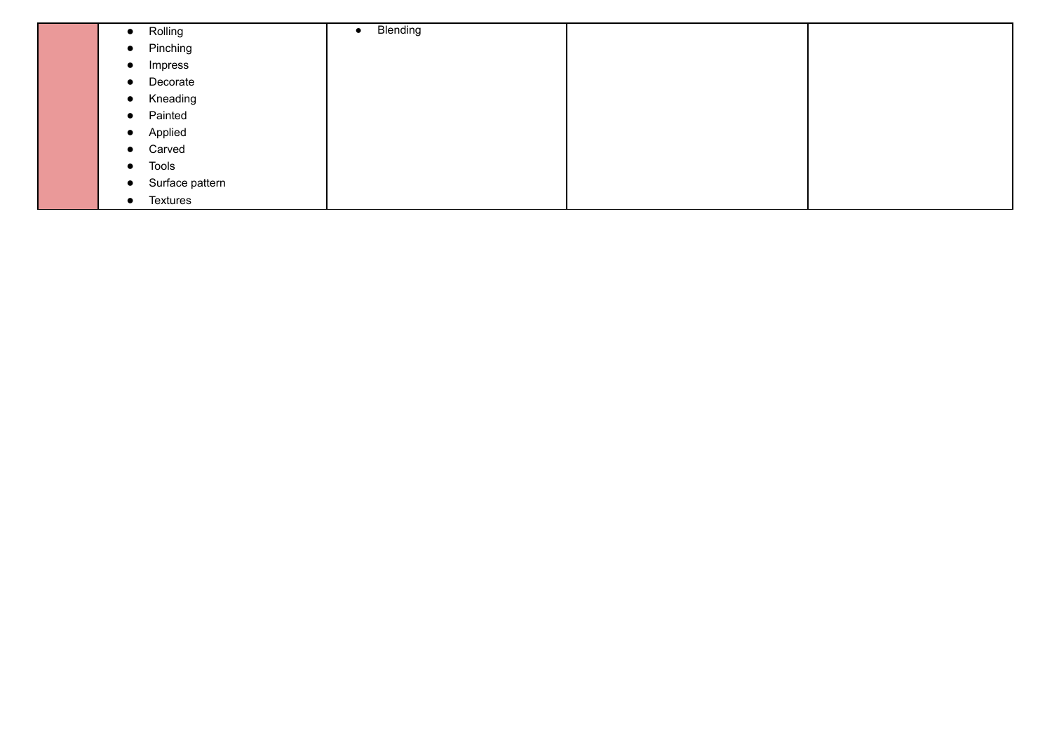| | | | | |
|---|---|---|---|---|
| | • Rolling<br>• Pinching<br>• Impress<br>• Decorate<br>• Kneading<br>• Painted<br>• Applied<br>• Carved<br>• Tools<br>• Surface pattern<br>• Textures | • Blending | | |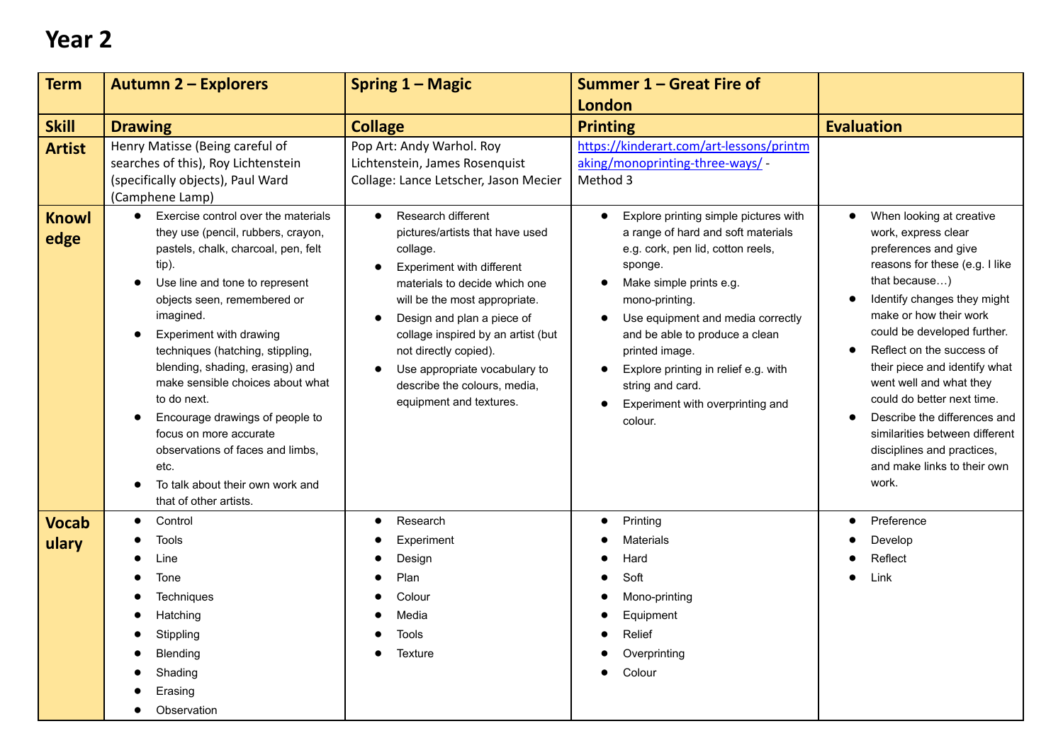# Year 2

| Term | Autumn 2 – Explorers | Spring 1 – Magic | Summer 1 – Great Fire of London | |
|---|---|---|---|---|
| **Skill** | **Drawing** | **Collage** | **Printing** | **Evaluation** |
| **Artist** | Henry Matisse (Being careful of searches of this), Roy Lichtenstein (specifically objects), Paul Ward (Camphene Lamp) | Pop Art: Andy Warhol. Roy Lichtenstein, James Rosenquist<br>Collage: Lance Letscher, Jason Mecier | https://kinderart.com/art-lessons/printmaking/monoprinting-three-ways/ - Method 3 | |
| **Knowledge** | • Exercise control over the materials they use (pencil, rubbers, crayon, pastels, chalk, charcoal, pen, felt tip).<br>• Use line and tone to represent objects seen, remembered or imagined.<br>• Experiment with drawing techniques (hatching, stippling, blending, shading, erasing) and make sensible choices about what to do next.<br>• Encourage drawings of people to focus on more accurate observations of faces and limbs, etc.<br>• To talk about their own work and that of other artists. | • Research different pictures/artists that have used collage.<br>• Experiment with different materials to decide which one will be the most appropriate.<br>• Design and plan a piece of collage inspired by an artist (but not directly copied).<br>• Use appropriate vocabulary to describe the colours, media, equipment and textures. | • Explore printing simple pictures with a range of hard and soft materials e.g. cork, pen lid, cotton reels, sponge.<br>• Make simple prints e.g. mono-printing.<br>• Use equipment and media correctly and be able to produce a clean printed image.<br>• Explore printing in relief e.g. with string and card.<br>• Experiment with overprinting and colour. | • When looking at creative work, express clear preferences and give reasons for these (e.g. I like that because…)<br>• Identify changes they might make or how their work could be developed further.<br>• Reflect on the success of their piece and identify what went well and what they could do better next time.<br>• Describe the differences and similarities between different disciplines and practices, and make links to their own work. |
| **Vocabulary** | • Control<br>• Tools<br>• Line<br>• Tone<br>• Techniques<br>• Hatching<br>• Stippling<br>• Blending<br>• Shading<br>• Erasing<br>• Observation | • Research<br>• Experiment<br>• Design<br>• Plan<br>• Colour<br>• Media<br>• Tools<br>• Texture | • Printing<br>• Materials<br>• Hard<br>• Soft<br>• Mono-printing<br>• Equipment<br>• Relief<br>• Overprinting<br>• Colour | • Preference<br>• Develop<br>• Reflect<br>• Link |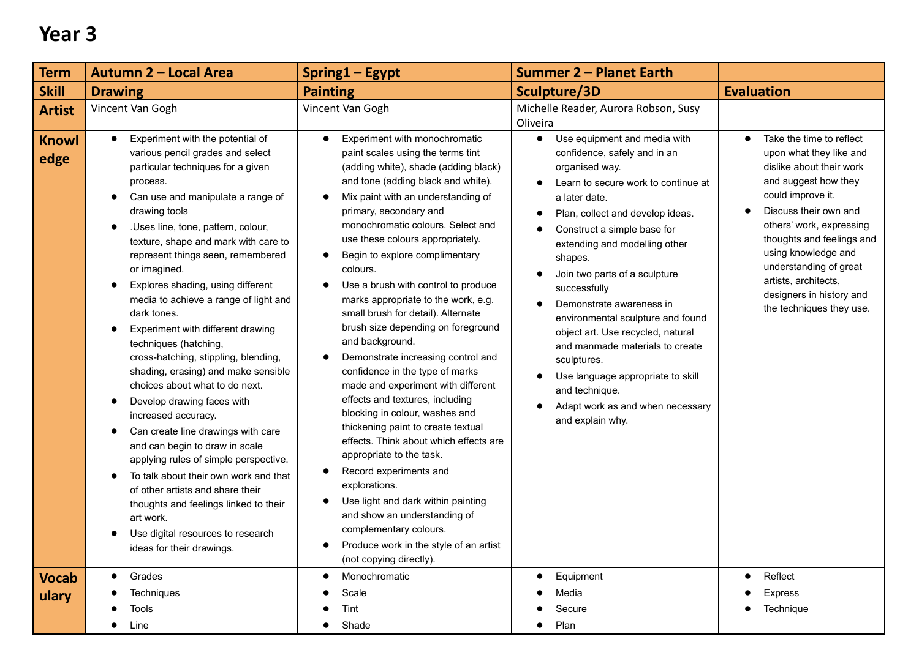# Year 3

| Term | Autumn 2 – Local Area | Spring1 – Egypt | Summer 2 – Planet Earth | |
|---|---|---|---|---|
| Skill | Drawing | Painting | Sculpture/3D | Evaluation |
| Artist | Vincent Van Gogh | Vincent Van Gogh | Michelle Reader, Aurora Robson, Susy Oliveira | |
| Knowledge | • Experiment with the potential of various pencil grades and select particular techniques for a given process.<br>• Can use and manipulate a range of drawing tools<br>• .Uses line, tone, pattern, colour, texture, shape and mark with care to represent things seen, remembered or imagined.<br>• Explores shading, using different media to achieve a range of light and dark tones.<br>• Experiment with different drawing techniques (hatching, cross-hatching, stippling, blending, shading, erasing) and make sensible choices about what to do next.<br>• Develop drawing faces with increased accuracy.<br>• Can create line drawings with care and can begin to draw in scale applying rules of simple perspective.<br>• To talk about their own work and that of other artists and share their thoughts and feelings linked to their art work.<br>• Use digital resources to research ideas for their drawings. | • Experiment with monochromatic paint scales using the terms tint (adding white), shade (adding black) and tone (adding black and white).<br>• Mix paint with an understanding of primary, secondary and monochromatic colours. Select and use these colours appropriately.<br>• Begin to explore complimentary colours.<br>• Use a brush with control to produce marks appropriate to the work, e.g. small brush for detail). Alternate brush size depending on foreground and background.<br>• Demonstrate increasing control and confidence in the type of marks made and experiment with different effects and textures, including blocking in colour, washes and thickening paint to create textual effects. Think about which effects are appropriate to the task.<br>• Record experiments and explorations.<br>• Use light and dark within painting and show an understanding of complementary colours.<br>• Produce work in the style of an artist (not copying directly). | • Use equipment and media with confidence, safely and in an organised way.<br>• Learn to secure work to continue at a later date.<br>• Plan, collect and develop ideas.<br>• Construct a simple base for extending and modelling other shapes.<br>• Join two parts of a sculpture successfully<br>• Demonstrate awareness in environmental sculpture and found object art. Use recycled, natural and manmade materials to create sculptures.<br>• Use language appropriate to skill and technique.<br>• Adapt work as and when necessary and explain why. | • Take the time to reflect upon what they like and dislike about their work and suggest how they could improve it.<br>• Discuss their own and others' work, expressing thoughts and feelings and using knowledge and understanding of great artists, architects, designers in history and the techniques they use. |
| Vocabulary | • Grades<br>• Techniques<br>• Tools<br>• Line | • Monochromatic<br>• Scale<br>• Tint<br>• Shade | • Equipment<br>• Media<br>• Secure<br>• Plan | • Reflect<br>• Express<br>• Technique |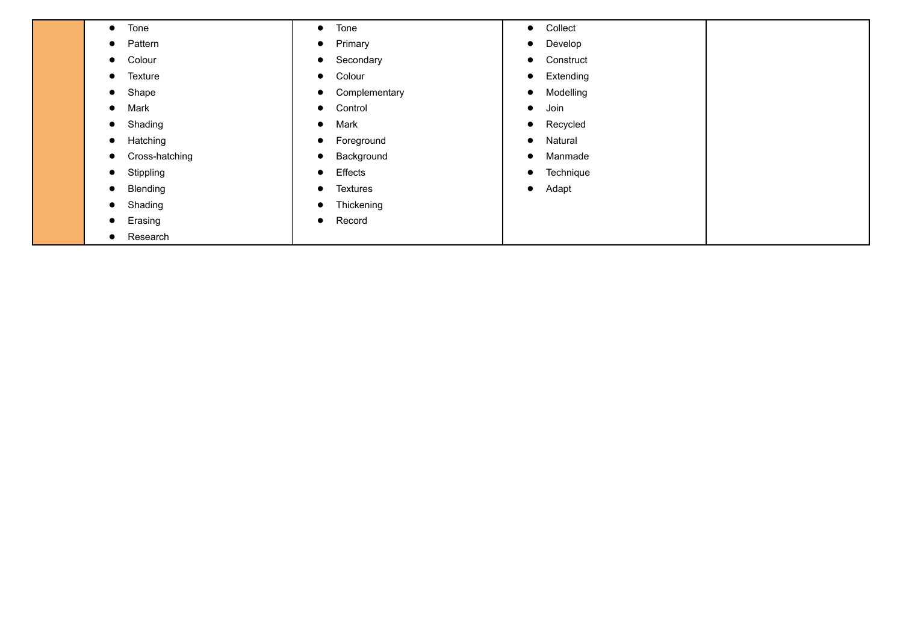|  |  |  |  |  |
|---|---|---|---|---|
|  | • Tone<br>• Pattern<br>• Colour<br>• Texture<br>• Shape<br>• Mark<br>• Shading<br>• Hatching<br>• Cross-hatching<br>• Stippling<br>• Blending<br>• Shading<br>• Erasing<br>• Research | • Tone<br>• Primary<br>• Secondary<br>• Colour<br>• Complementary<br>• Control<br>• Mark<br>• Foreground<br>• Background<br>• Effects<br>• Textures<br>• Thickening<br>• Record | • Collect<br>• Develop<br>• Construct<br>• Extending<br>• Modelling<br>• Join<br>• Recycled<br>• Natural<br>• Manmade<br>• Technique<br>• Adapt |  |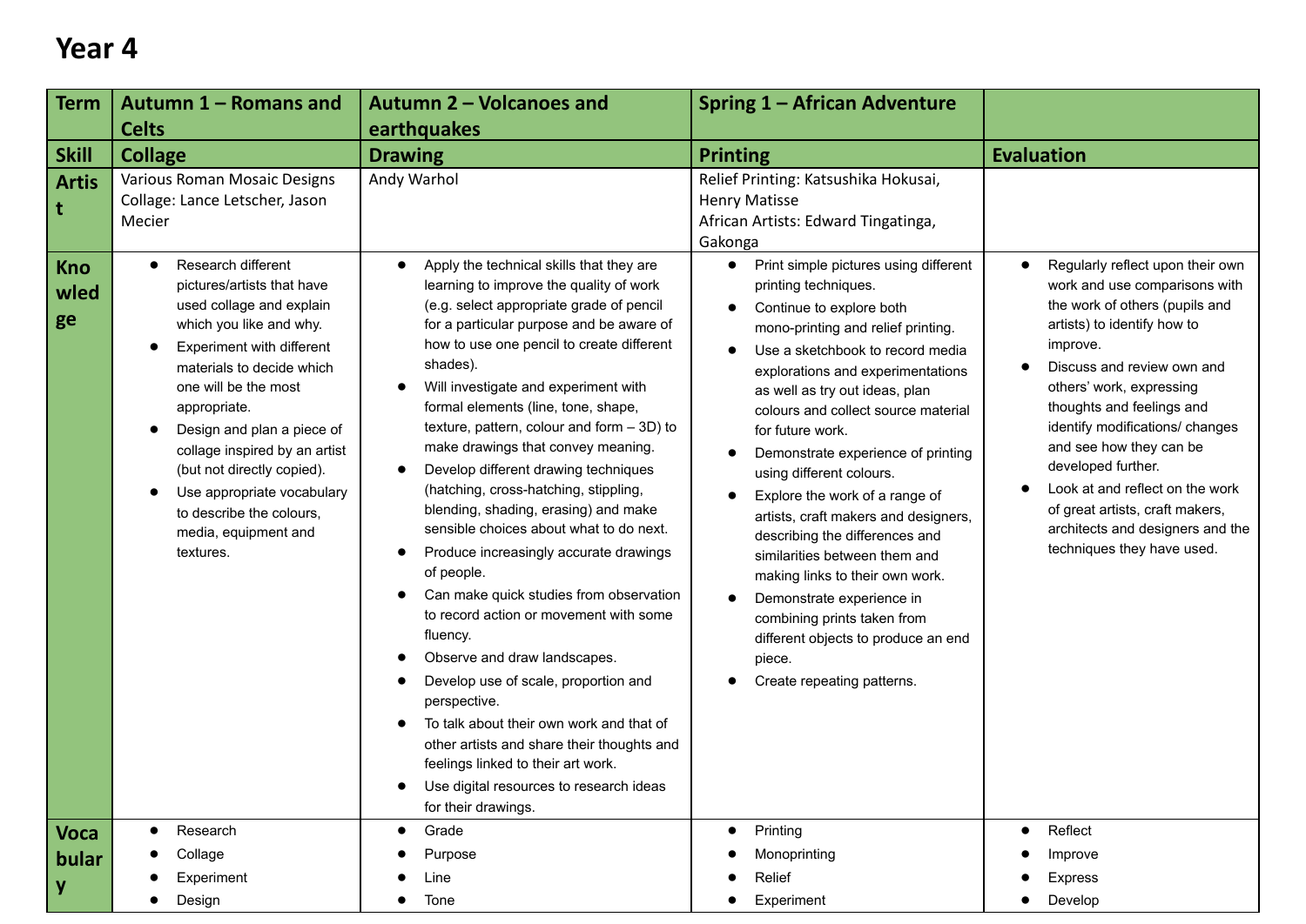# Year 4

| Term | Autumn 1 – Romans and Celts | Autumn 2 – Volcanoes and earthquakes | Spring 1 – African Adventure | |
|---|---|---|---|---|
| Skill | Collage | Drawing | Printing | Evaluation |
| Artist | Various Roman Mosaic Designs<br>Collage: Lance Letscher, Jason Mecier | Andy Warhol | Relief Printing: Katsushika Hokusai, Henry Matisse<br>African Artists: Edward Tingatinga, Gakonga | |
| Knowledge | • Research different pictures/artists that have used collage and explain which you like and why.<br>• Experiment with different materials to decide which one will be the most appropriate.<br>• Design and plan a piece of collage inspired by an artist (but not directly copied).<br>• Use appropriate vocabulary to describe the colours, media, equipment and textures. | • Apply the technical skills that they are learning to improve the quality of work (e.g. select appropriate grade of pencil for a particular purpose and be aware of how to use one pencil to create different shades).<br>• Will investigate and experiment with formal elements (line, tone, shape, texture, pattern, colour and form – 3D) to make drawings that convey meaning.<br>• Develop different drawing techniques (hatching, cross-hatching, stippling, blending, shading, erasing) and make sensible choices about what to do next.<br>• Produce increasingly accurate drawings of people.<br>• Can make quick studies from observation to record action or movement with some fluency.<br>• Observe and draw landscapes.<br>• Develop use of scale, proportion and perspective.<br>• To talk about their own work and that of other artists and share their thoughts and feelings linked to their art work.<br>• Use digital resources to research ideas for their drawings. | • Print simple pictures using different printing techniques.<br>• Continue to explore both mono-printing and relief printing.<br>• Use a sketchbook to record media explorations and experimentations as well as try out ideas, plan colours and collect source material for future work.<br>• Demonstrate experience of printing using different colours.<br>• Explore the work of a range of artists, craft makers and designers, describing the differences and similarities between them and making links to their own work.<br>• Demonstrate experience in combining prints taken from different objects to produce an end piece.<br>• Create repeating patterns. | • Regularly reflect upon their own work and use comparisons with the work of others (pupils and artists) to identify how to improve.<br>• Discuss and review own and others' work, expressing thoughts and feelings and identify modifications/ changes and see how they can be developed further.<br>• Look at and reflect on the work of great artists, craft makers, architects and designers and the techniques they have used. |
| Vocabulary | • Research<br>• Collage<br>• Experiment<br>• Design | • Grade<br>• Purpose<br>• Line<br>• Tone | • Printing<br>• Monoprinting<br>• Relief<br>• Experiment | • Reflect<br>• Improve<br>• Express<br>• Develop |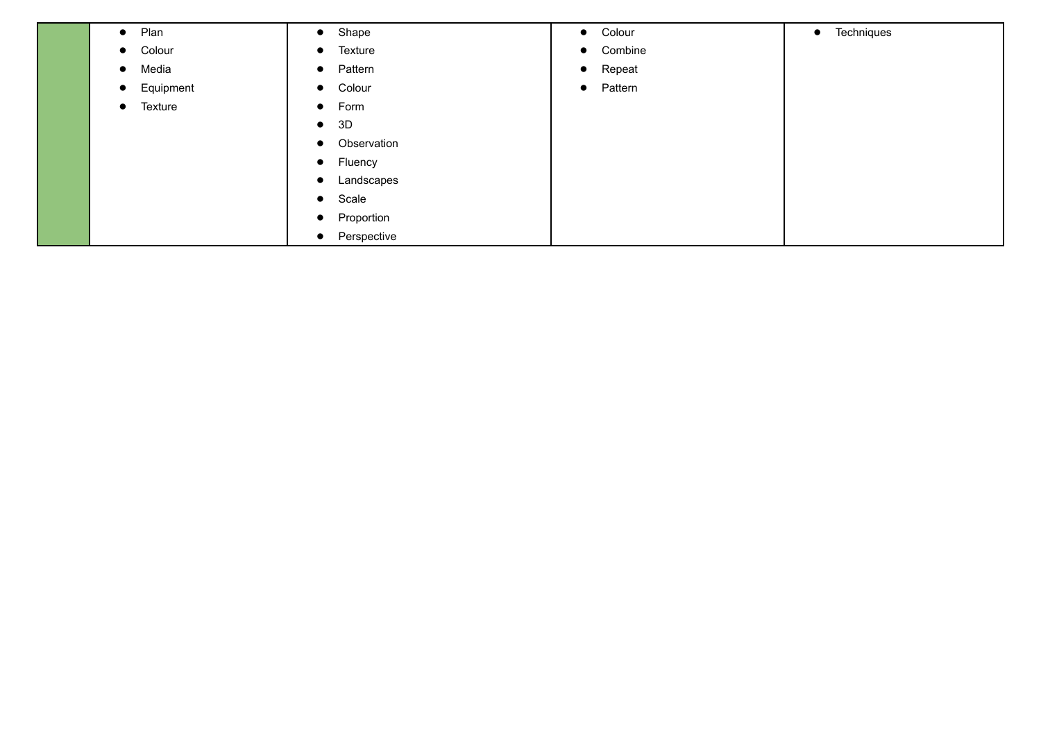| | | | | |
|---|---|---|---|---|
| | • Plan<br>• Colour<br>• Media<br>• Equipment<br>• Texture | • Shape<br>• Texture<br>• Pattern<br>• Colour<br>• Form<br>• 3D<br>• Observation<br>• Fluency<br>• Landscapes<br>• Scale<br>• Proportion<br>• Perspective | • Colour<br>• Combine<br>• Repeat<br>• Pattern | • Techniques |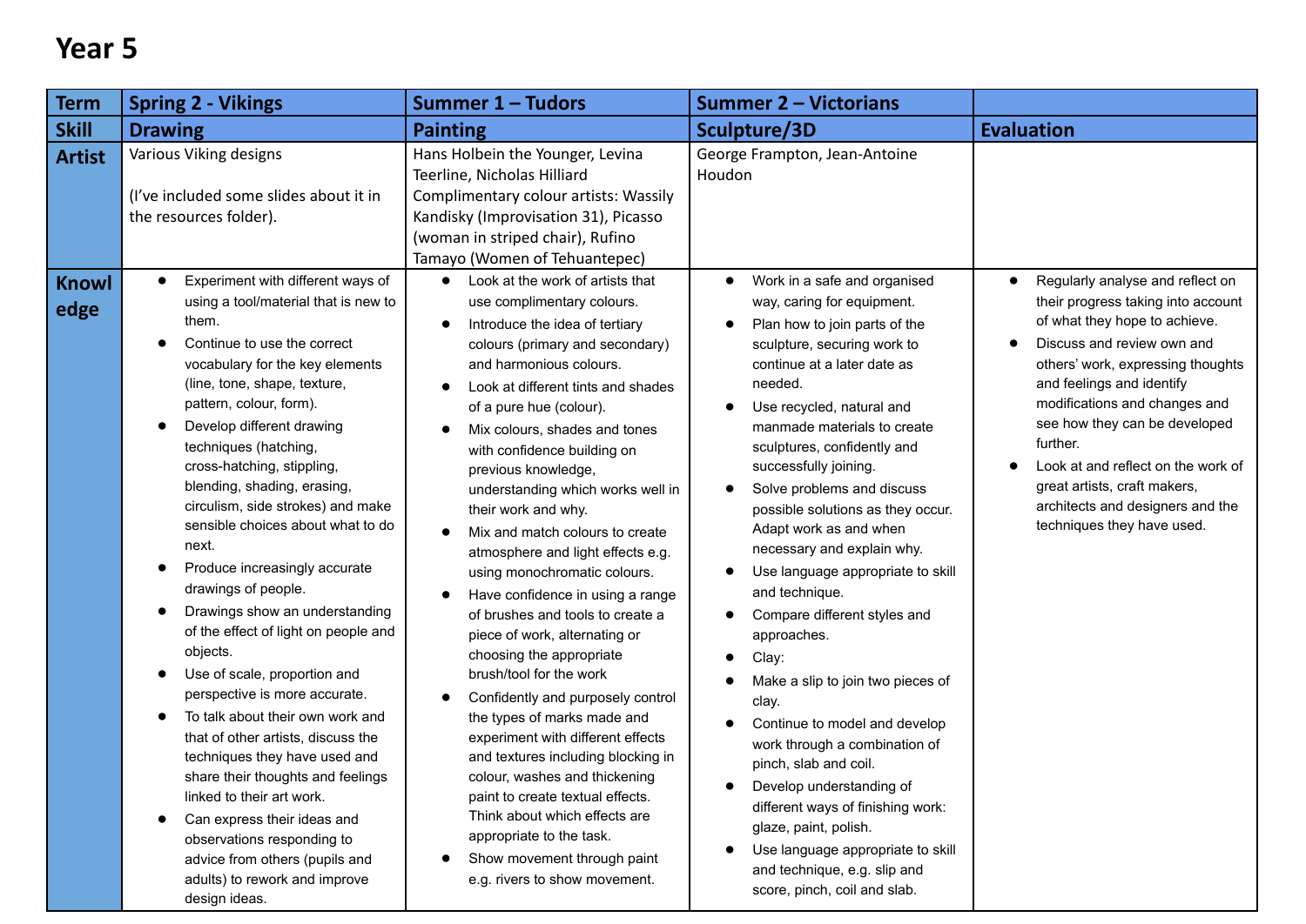# Year 5

| Term | Spring 2 - Vikings | Summer 1 – Tudors | Summer 2 – Victorians | |
|---|---|---|---|---|
| **Skill** | **Drawing** | **Painting** | **Sculpture/3D** | **Evaluation** |
| **Artist** | Various Viking designs<br><br>(I've included some slides about it in the resources folder). | Hans Holbein the Younger, Levina Teerline, Nicholas Hilliard<br>Complimentary colour artists: Wassily Kandisky (Improvisation 31), Picasso (woman in striped chair), Rufino Tamayo (Women of Tehuantepec) | George Frampton, Jean-Antoine Houdon | |
| **Knowledge** | • Experiment with different ways of using a tool/material that is new to them.<br>• Continue to use the correct vocabulary for the key elements (line, tone, shape, texture, pattern, colour, form).<br>• Develop different drawing techniques (hatching, cross-hatching, stippling, blending, shading, erasing, circulism, side strokes) and make sensible choices about what to do next.<br>• Produce increasingly accurate drawings of people.<br>• Drawings show an understanding of the effect of light on people and objects.<br>• Use of scale, proportion and perspective is more accurate.<br>• To talk about their own work and that of other artists, discuss the techniques they have used and share their thoughts and feelings linked to their art work.<br>• Can express their ideas and observations responding to advice from others (pupils and adults) to rework and improve design ideas. | • Look at the work of artists that use complimentary colours.<br>• Introduce the idea of tertiary colours (primary and secondary) and harmonious colours.<br>• Look at different tints and shades of a pure hue (colour).<br>• Mix colours, shades and tones with confidence building on previous knowledge, understanding which works well in their work and why.<br>• Mix and match colours to create atmosphere and light effects e.g. using monochromatic colours.<br>• Have confidence in using a range of brushes and tools to create a piece of work, alternating or choosing the appropriate brush/tool for the work<br>• Confidently and purposely control the types of marks made and experiment with different effects and textures including blocking in colour, washes and thickening paint to create textual effects. Think about which effects are appropriate to the task.<br>• Show movement through paint e.g. rivers to show movement. | • Work in a safe and organised way, caring for equipment.<br>• Plan how to join parts of the sculpture, securing work to continue at a later date as needed.<br>• Use recycled, natural and manmade materials to create sculptures, confidently and successfully joining.<br>• Solve problems and discuss possible solutions as they occur. Adapt work as and when necessary and explain why.<br>• Use language appropriate to skill and technique.<br>• Compare different styles and approaches.<br>• Clay:<br>• Make a slip to join two pieces of clay.<br>• Continue to model and develop work through a combination of pinch, slab and coil.<br>• Develop understanding of different ways of finishing work: glaze, paint, polish.<br>• Use language appropriate to skill and technique, e.g. slip and score, pinch, coil and slab. | • Regularly analyse and reflect on their progress taking into account of what they hope to achieve.<br>• Discuss and review own and others' work, expressing thoughts and feelings and identify modifications and changes and see how they can be developed further.<br>• Look at and reflect on the work of great artists, craft makers, architects and designers and the techniques they have used. |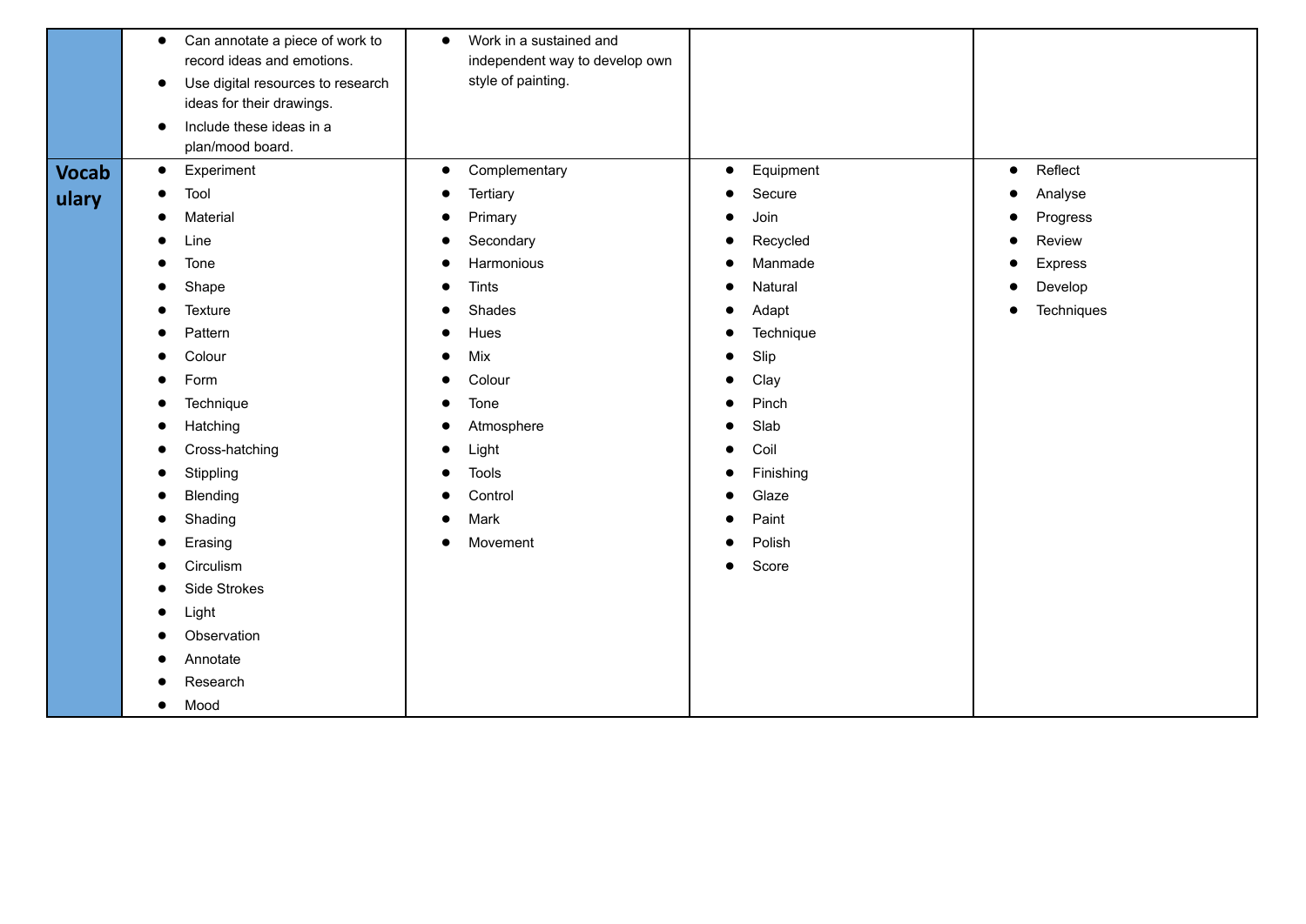|  |  |  |  |  |
|---|---|---|---|---|
|  | • Can annotate a piece of work to record ideas and emotions.<br>• Use digital resources to research ideas for their drawings.<br>• Include these ideas in a plan/mood board. | • Work in a sustained and independent way to develop own style of painting. |  |  |
| **Vocabulary** | • Experiment<br>• Tool<br>• Material<br>• Line<br>• Tone<br>• Shape<br>• Texture<br>• Pattern<br>• Colour<br>• Form<br>• Technique<br>• Hatching<br>• Cross-hatching<br>• Stippling<br>• Blending<br>• Shading<br>• Erasing<br>• Circulism<br>• Side Strokes<br>• Light<br>• Observation<br>• Annotate<br>• Research<br>• Mood | • Complementary<br>• Tertiary<br>• Primary<br>• Secondary<br>• Harmonious<br>• Tints<br>• Shades<br>• Hues<br>• Mix<br>• Colour<br>• Tone<br>• Atmosphere<br>• Light<br>• Tools<br>• Control<br>• Mark<br>• Movement | • Equipment<br>• Secure<br>• Join<br>• Recycled<br>• Manmade<br>• Natural<br>• Adapt<br>• Technique<br>• Slip<br>• Clay<br>• Pinch<br>• Slab<br>• Coil<br>• Finishing<br>• Glaze<br>• Paint<br>• Polish<br>• Score | • Reflect<br>• Analyse<br>• Progress<br>• Review<br>• Express<br>• Develop<br>• Techniques |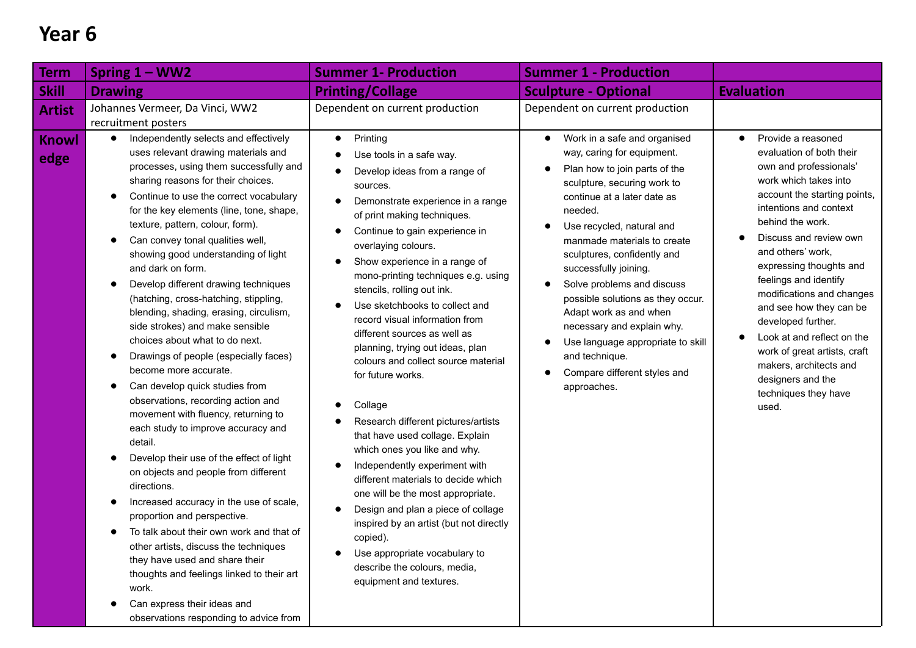# Year 6

| Term | Spring 1 – WW2 | Summer 1- Production | Summer 1 - Production | |
|---|---|---|---|---|
| **Skill** | **Drawing** | **Printing/Collage** | **Sculpture - Optional** | **Evaluation** |
| **Artist** | Johannes Vermeer, Da Vinci, WW2 recruitment posters | Dependent on current production | Dependent on current production | |
| **Knowledge** | • Independently selects and effectively uses relevant drawing materials and processes, using them successfully and sharing reasons for their choices.<br>• Continue to use the correct vocabulary for the key elements (line, tone, shape, texture, pattern, colour, form).<br>• Can convey tonal qualities well, showing good understanding of light and dark on form.<br>• Develop different drawing techniques (hatching, cross-hatching, stippling, blending, shading, erasing, circulism, side strokes) and make sensible choices about what to do next.<br>• Drawings of people (especially faces) become more accurate.<br>• Can develop quick studies from observations, recording action and movement with fluency, returning to each study to improve accuracy and detail.<br>• Develop their use of the effect of light on objects and people from different directions.<br>• Increased accuracy in the use of scale, proportion and perspective.<br>• To talk about their own work and that of other artists, discuss the techniques they have used and share their thoughts and feelings linked to their art work.<br>• Can express their ideas and observations responding to advice from | • Printing<br>• Use tools in a safe way.<br>• Develop ideas from a range of sources.<br>• Demonstrate experience in a range of print making techniques.<br>• Continue to gain experience in overlaying colours.<br>• Show experience in a range of mono-printing techniques e.g. using stencils, rolling out ink.<br>• Use sketchbooks to collect and record visual information from different sources as well as planning, trying out ideas, plan colours and collect source material for future works.<br><br>• Collage<br>• Research different pictures/artists that have used collage. Explain which ones you like and why.<br>• Independently experiment with different materials to decide which one will be the most appropriate.<br>• Design and plan a piece of collage inspired by an artist (but not directly copied).<br>• Use appropriate vocabulary to describe the colours, media, equipment and textures. | • Work in a safe and organised way, caring for equipment.<br>• Plan how to join parts of the sculpture, securing work to continue at a later date as needed.<br>• Use recycled, natural and manmade materials to create sculptures, confidently and successfully joining.<br>• Solve problems and discuss possible solutions as they occur. Adapt work as and when necessary and explain why.<br>• Use language appropriate to skill and technique.<br>• Compare different styles and approaches. | • Provide a reasoned evaluation of both their own and professionals' work which takes into account the starting points, intentions and context behind the work.<br>• Discuss and review own and others' work, expressing thoughts and feelings and identify modifications and changes and see how they can be developed further.<br>• Look at and reflect on the work of great artists, craft makers, architects and designers and the techniques they have used. |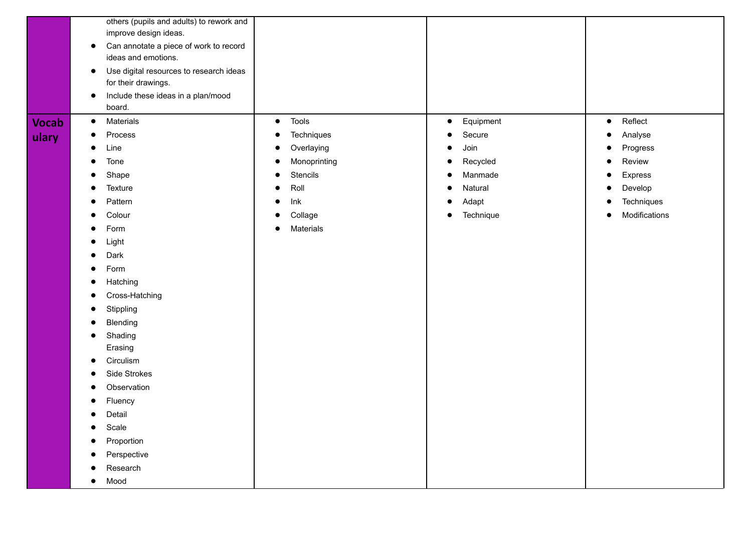| | | | | |
|---|---|---|---|---|
| | others (pupils and adults) to rework and improve design ideas.<br>• Can annotate a piece of work to record ideas and emotions.<br>• Use digital resources to research ideas for their drawings.<br>• Include these ideas in a plan/mood board. | | | |
| **Vocabulary** | • Materials<br>• Process<br>• Line<br>• Tone<br>• Shape<br>• Texture<br>• Pattern<br>• Colour<br>• Form<br>• Light<br>• Dark<br>• Form<br>• Hatching<br>• Cross-Hatching<br>• Stippling<br>• Blending<br>• Shading<br>Erasing<br>• Circulism<br>• Side Strokes<br>• Observation<br>• Fluency<br>• Detail<br>• Scale<br>• Proportion<br>• Perspective<br>• Research<br>• Mood | • Tools<br>• Techniques<br>• Overlaying<br>• Monoprinting<br>• Stencils<br>• Roll<br>• Ink<br>• Collage<br>• Materials | • Equipment<br>• Secure<br>• Join<br>• Recycled<br>• Manmade<br>• Natural<br>• Adapt<br>• Technique | • Reflect<br>• Analyse<br>• Progress<br>• Review<br>• Express<br>• Develop<br>• Techniques<br>• Modifications |